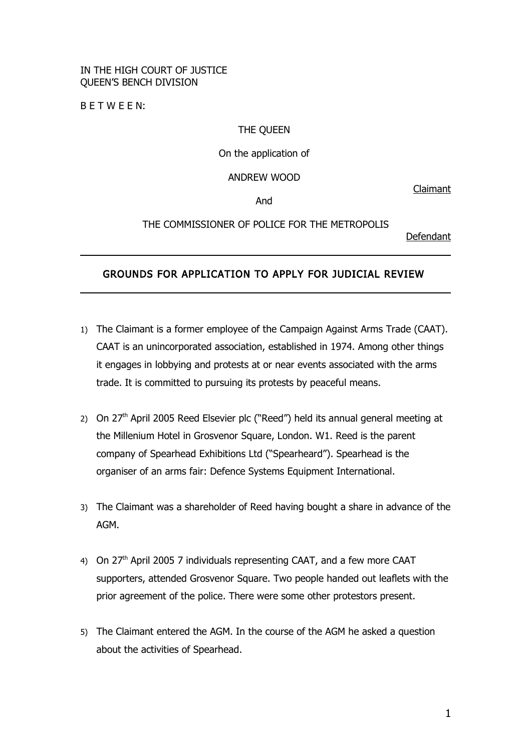IN THE HIGH COURT OF JUSTICE
QUEEN'S BENCH DIVISION

B E T W E E N:

THE QUEEN

On the application of

ANDREW WOOD

Claimant

And

THE COMMISSIONER OF POLICE FOR THE METROPOLIS

Defendant

---

## GROUNDS FOR APPLICATION TO APPLY FOR JUDICIAL REVIEW

---

1) The Claimant is a former employee of the Campaign Against Arms Trade (CAAT). CAAT is an unincorporated association, established in 1974. Among other things it engages in lobbying and protests at or near events associated with the arms trade. It is committed to pursuing its protests by peaceful means.

2) On 27th April 2005 Reed Elsevier plc ("Reed") held its annual general meeting at the Millenium Hotel in Grosvenor Square, London. W1. Reed is the parent company of Spearhead Exhibitions Ltd ("Spearheard"). Spearhead is the organiser of an arms fair: Defence Systems Equipment International.

3) The Claimant was a shareholder of Reed having bought a share in advance of the AGM.

4) On 27th April 2005 7 individuals representing CAAT, and a few more CAAT supporters, attended Grosvenor Square. Two people handed out leaflets with the prior agreement of the police. There were some other protestors present.

5) The Claimant entered the AGM. In the course of the AGM he asked a question about the activities of Spearhead.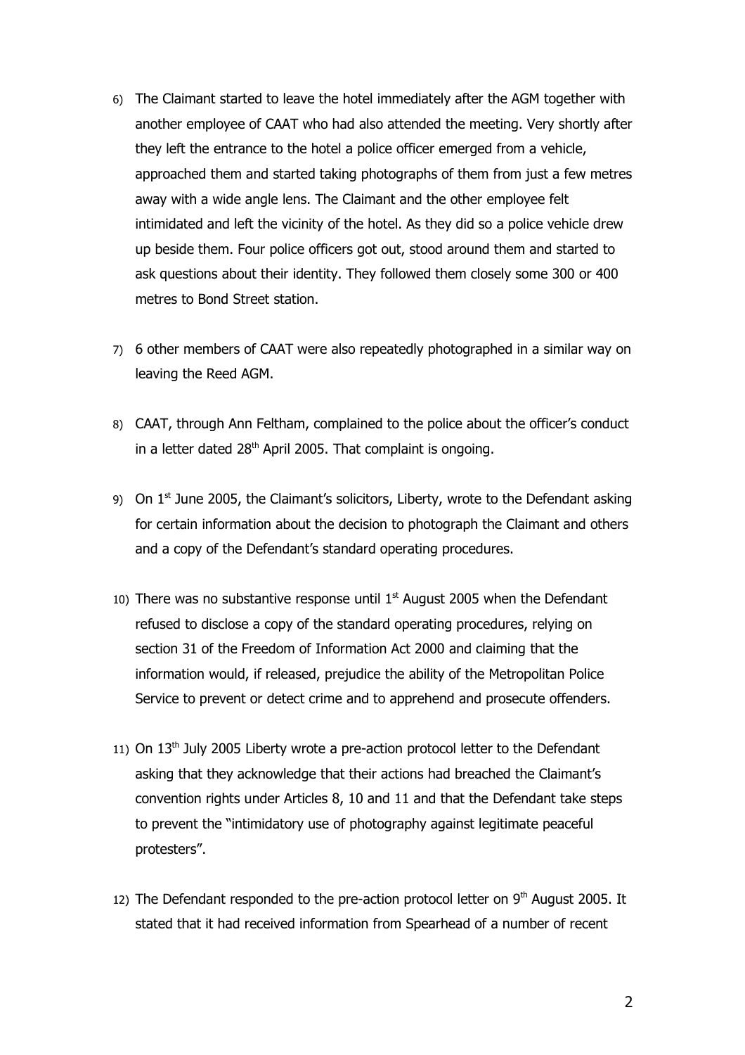6) The Claimant started to leave the hotel immediately after the AGM together with another employee of CAAT who had also attended the meeting. Very shortly after they left the entrance to the hotel a police officer emerged from a vehicle, approached them and started taking photographs of them from just a few metres away with a wide angle lens. The Claimant and the other employee felt intimidated and left the vicinity of the hotel. As they did so a police vehicle drew up beside them. Four police officers got out, stood around them and started to ask questions about their identity. They followed them closely some 300 or 400 metres to Bond Street station.

7) 6 other members of CAAT were also repeatedly photographed in a similar way on leaving the Reed AGM.

8) CAAT, through Ann Feltham, complained to the police about the officer's conduct in a letter dated 28th April 2005. That complaint is ongoing.

9) On 1st June 2005, the Claimant's solicitors, Liberty, wrote to the Defendant asking for certain information about the decision to photograph the Claimant and others and a copy of the Defendant's standard operating procedures.

10) There was no substantive response until 1st August 2005 when the Defendant refused to disclose a copy of the standard operating procedures, relying on section 31 of the Freedom of Information Act 2000 and claiming that the information would, if released, prejudice the ability of the Metropolitan Police Service to prevent or detect crime and to apprehend and prosecute offenders.

11) On 13th July 2005 Liberty wrote a pre-action protocol letter to the Defendant asking that they acknowledge that their actions had breached the Claimant's convention rights under Articles 8, 10 and 11 and that the Defendant take steps to prevent the "intimidatory use of photography against legitimate peaceful protesters".

12) The Defendant responded to the pre-action protocol letter on 9th August 2005. It stated that it had received information from Spearhead of a number of recent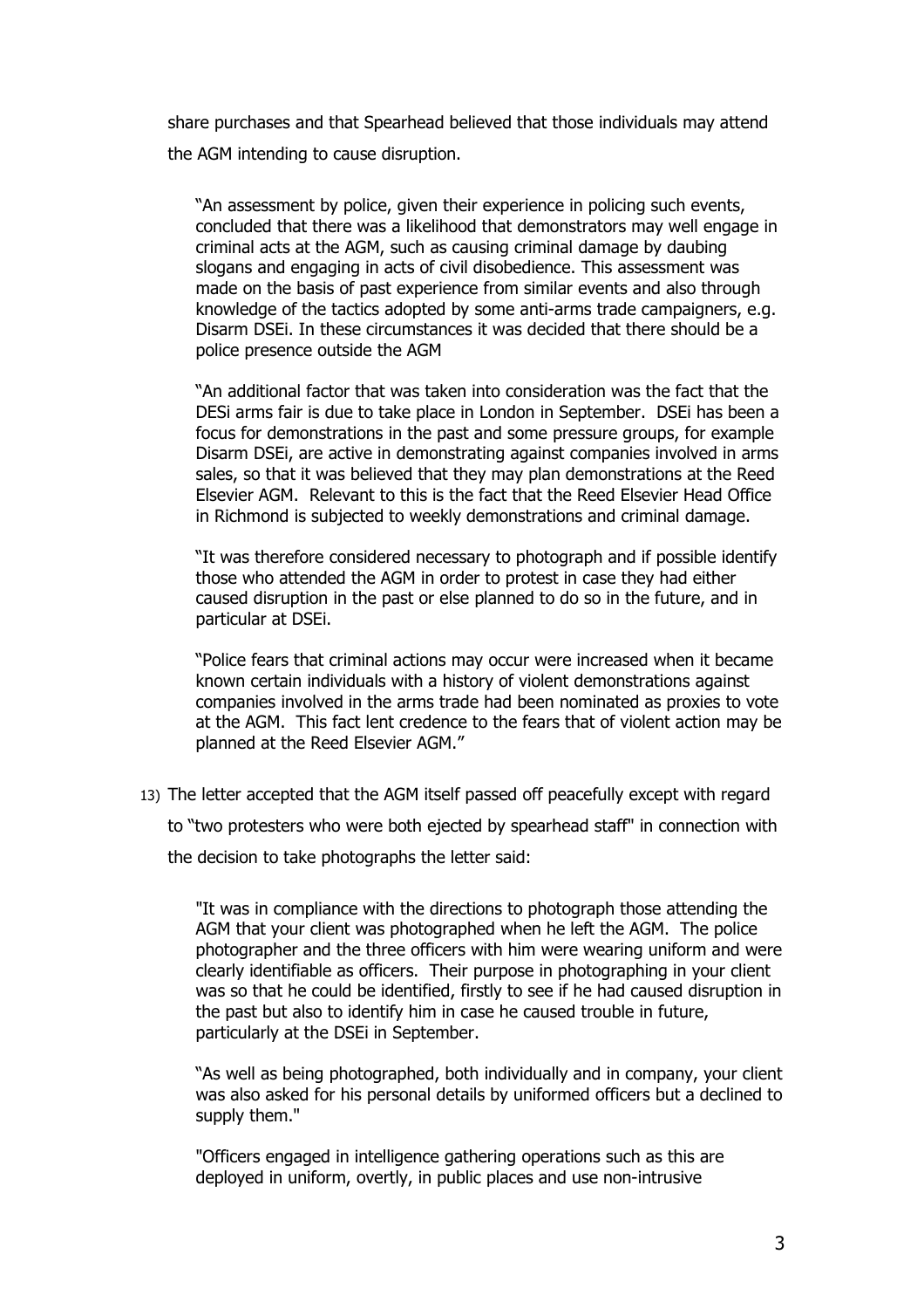share purchases and that Spearhead believed that those individuals may attend the AGM intending to cause disruption.

> "An assessment by police, given their experience in policing such events, concluded that there was a likelihood that demonstrators may well engage in criminal acts at the AGM, such as causing criminal damage by daubing slogans and engaging in acts of civil disobedience. This assessment was made on the basis of past experience from similar events and also through knowledge of the tactics adopted by some anti-arms trade campaigners, e.g. Disarm DSEi. In these circumstances it was decided that there should be a police presence outside the AGM
>
> "An additional factor that was taken into consideration was the fact that the DESi arms fair is due to take place in London in September. DSEi has been a focus for demonstrations in the past and some pressure groups, for example Disarm DSEi, are active in demonstrating against companies involved in arms sales, so that it was believed that they may plan demonstrations at the Reed Elsevier AGM. Relevant to this is the fact that the Reed Elsevier Head Office in Richmond is subjected to weekly demonstrations and criminal damage.
>
> "It was therefore considered necessary to photograph and if possible identify those who attended the AGM in order to protest in case they had either caused disruption in the past or else planned to do so in the future, and in particular at DSEi.
>
> "Police fears that criminal actions may occur were increased when it became known certain individuals with a history of violent demonstrations against companies involved in the arms trade had been nominated as proxies to vote at the AGM. This fact lent credence to the fears that of violent action may be planned at the Reed Elsevier AGM."

13) The letter accepted that the AGM itself passed off peacefully except with regard to "two protesters who were both ejected by spearhead staff" in connection with the decision to take photographs the letter said:

> "It was in compliance with the directions to photograph those attending the AGM that your client was photographed when he left the AGM. The police photographer and the three officers with him were wearing uniform and were clearly identifiable as officers. Their purpose in photographing in your client was so that he could be identified, firstly to see if he had caused disruption in the past but also to identify him in case he caused trouble in future, particularly at the DSEi in September.
>
> "As well as being photographed, both individually and in company, your client was also asked for his personal details by uniformed officers but a declined to supply them."
>
> "Officers engaged in intelligence gathering operations such as this are deployed in uniform, overtly, in public places and use non-intrusive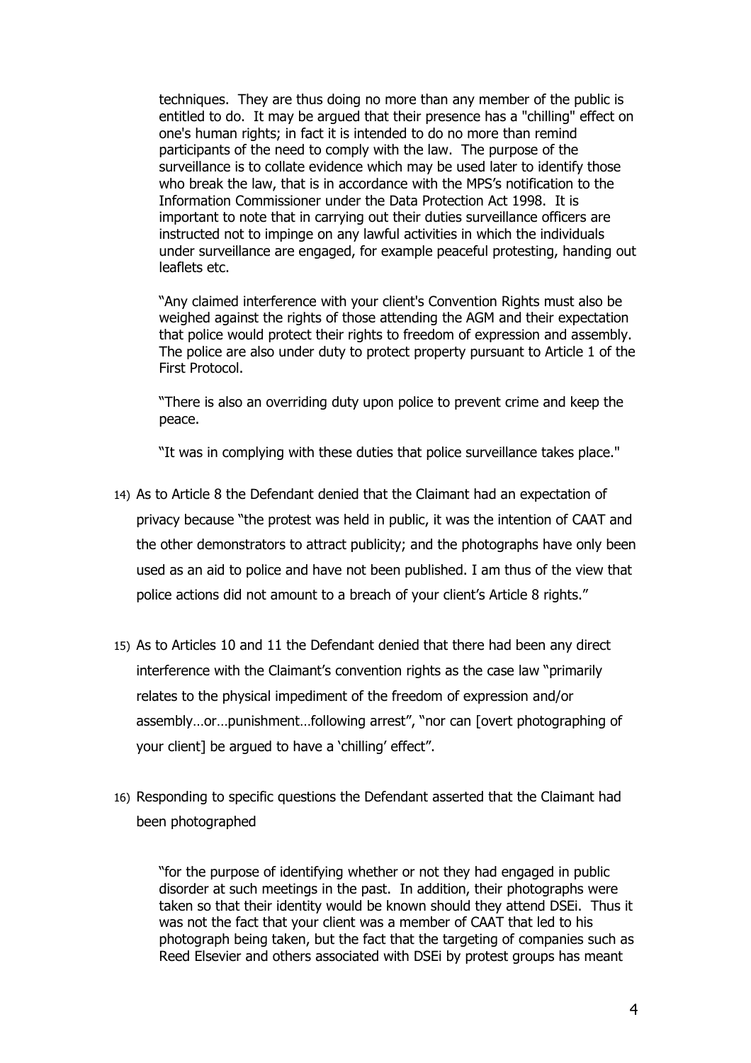> techniques. They are thus doing no more than any member of the public is entitled to do. It may be argued that their presence has a "chilling" effect on one's human rights; in fact it is intended to do no more than remind participants of the need to comply with the law. The purpose of the surveillance is to collate evidence which may be used later to identify those who break the law, that is in accordance with the MPS's notification to the Information Commissioner under the Data Protection Act 1998. It is important to note that in carrying out their duties surveillance officers are instructed not to impinge on any lawful activities in which the individuals under surveillance are engaged, for example peaceful protesting, handing out leaflets etc.
>
> "Any claimed interference with your client's Convention Rights must also be weighed against the rights of those attending the AGM and their expectation that police would protect their rights to freedom of expression and assembly. The police are also under duty to protect property pursuant to Article 1 of the First Protocol.
>
> "There is also an overriding duty upon police to prevent crime and keep the peace.
>
> "It was in complying with these duties that police surveillance takes place."

14) As to Article 8 the Defendant denied that the Claimant had an expectation of privacy because "the protest was held in public, it was the intention of CAAT and the other demonstrators to attract publicity; and the photographs have only been used as an aid to police and have not been published. I am thus of the view that police actions did not amount to a breach of your client's Article 8 rights."

15) As to Articles 10 and 11 the Defendant denied that there had been any direct interference with the Claimant's convention rights as the case law "primarily relates to the physical impediment of the freedom of expression and/or assembly…or…punishment…following arrest", "nor can [overt photographing of your client] be argued to have a 'chilling' effect".

16) Responding to specific questions the Defendant asserted that the Claimant had been photographed

> "for the purpose of identifying whether or not they had engaged in public disorder at such meetings in the past. In addition, their photographs were taken so that their identity would be known should they attend DSEi. Thus it was not the fact that your client was a member of CAAT that led to his photograph being taken, but the fact that the targeting of companies such as Reed Elsevier and others associated with DSEi by protest groups has meant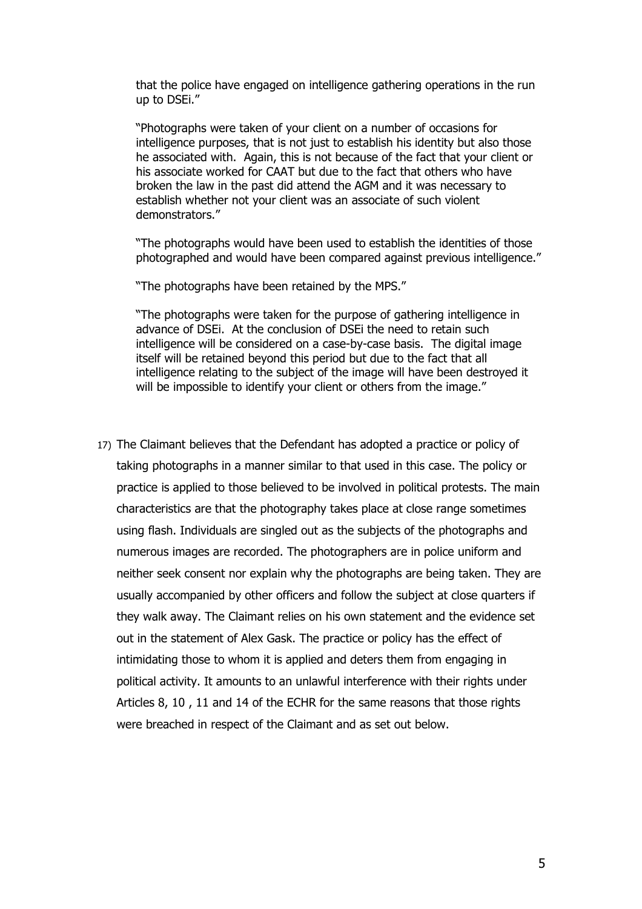> that the police have engaged on intelligence gathering operations in the run up to DSEi."
>
> "Photographs were taken of your client on a number of occasions for intelligence purposes, that is not just to establish his identity but also those he associated with. Again, this is not because of the fact that your client or his associate worked for CAAT but due to the fact that others who have broken the law in the past did attend the AGM and it was necessary to establish whether not your client was an associate of such violent demonstrators."
>
> "The photographs would have been used to establish the identities of those photographed and would have been compared against previous intelligence."
>
> "The photographs have been retained by the MPS."
>
> "The photographs were taken for the purpose of gathering intelligence in advance of DSEi. At the conclusion of DSEi the need to retain such intelligence will be considered on a case-by-case basis. The digital image itself will be retained beyond this period but due to the fact that all intelligence relating to the subject of the image will have been destroyed it will be impossible to identify your client or others from the image."

17) The Claimant believes that the Defendant has adopted a practice or policy of taking photographs in a manner similar to that used in this case. The policy or practice is applied to those believed to be involved in political protests. The main characteristics are that the photography takes place at close range sometimes using flash. Individuals are singled out as the subjects of the photographs and numerous images are recorded. The photographers are in police uniform and neither seek consent nor explain why the photographs are being taken. They are usually accompanied by other officers and follow the subject at close quarters if they walk away. The Claimant relies on his own statement and the evidence set out in the statement of Alex Gask. The practice or policy has the effect of intimidating those to whom it is applied and deters them from engaging in political activity. It amounts to an unlawful interference with their rights under Articles 8, 10 , 11 and 14 of the ECHR for the same reasons that those rights were breached in respect of the Claimant and as set out below.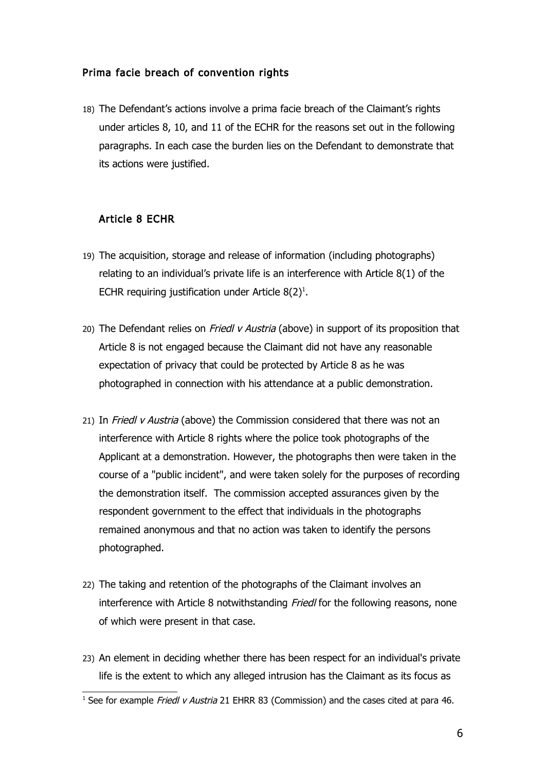### Prima facie breach of convention rights

18) The Defendant's actions involve a prima facie breach of the Claimant's rights under articles 8, 10, and 11 of the ECHR for the reasons set out in the following paragraphs. In each case the burden lies on the Defendant to demonstrate that its actions were justified.

#### Article 8 ECHR

19) The acquisition, storage and release of information (including photographs) relating to an individual's private life is an interference with Article 8(1) of the ECHR requiring justification under Article 8(2)[1].

20) The Defendant relies on *Friedl v Austria* (above) in support of its proposition that Article 8 is not engaged because the Claimant did not have any reasonable expectation of privacy that could be protected by Article 8 as he was photographed in connection with his attendance at a public demonstration.

21) In *Friedl v Austria* (above) the Commission considered that there was not an interference with Article 8 rights where the police took photographs of the Applicant at a demonstration. However, the photographs then were taken in the course of a "public incident", and were taken solely for the purposes of recording the demonstration itself. The commission accepted assurances given by the respondent government to the effect that individuals in the photographs remained anonymous and that no action was taken to identify the persons photographed.

22) The taking and retention of the photographs of the Claimant involves an interference with Article 8 notwithstanding *Friedl* for the following reasons, none of which were present in that case.

23) An element in deciding whether there has been respect for an individual's private life is the extent to which any alleged intrusion has the Claimant as its focus as

[1] See for example *Friedl v Austria* 21 EHRR 83 (Commission) and the cases cited at para 46.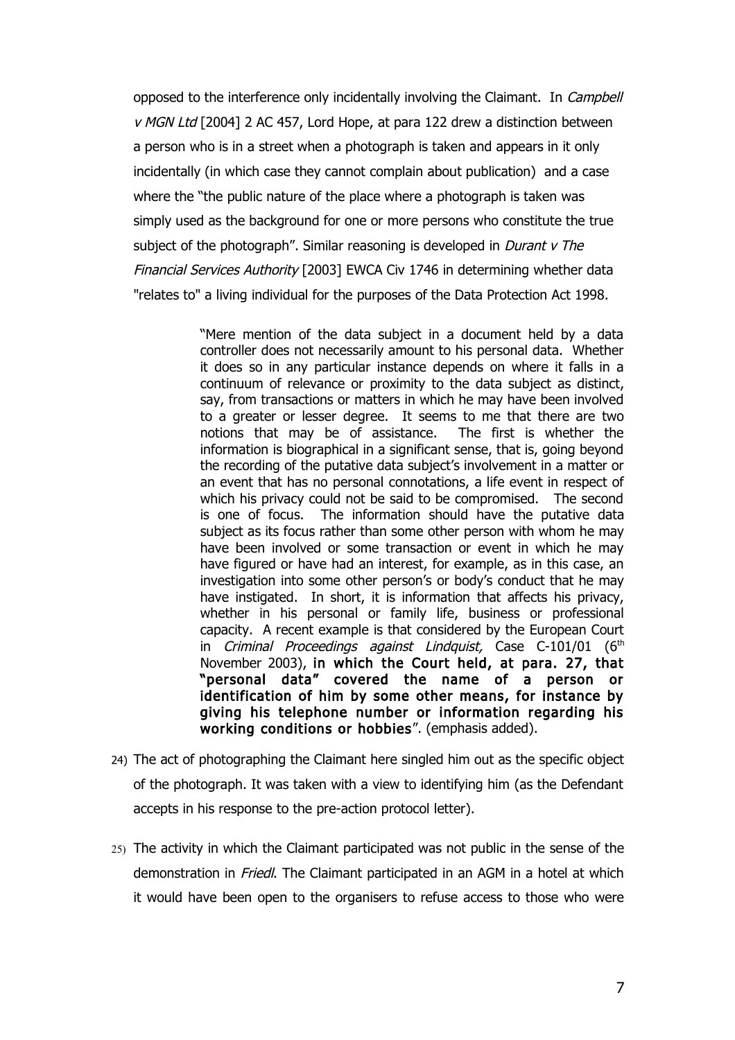opposed to the interference only incidentally involving the Claimant. In *Campbell v MGN Ltd* [2004] 2 AC 457, Lord Hope, at para 122 drew a distinction between a person who is in a street when a photograph is taken and appears in it only incidentally (in which case they cannot complain about publication) and a case where the "the public nature of the place where a photograph is taken was simply used as the background for one or more persons who constitute the true subject of the photograph". Similar reasoning is developed in *Durant v The Financial Services Authority* [2003] EWCA Civ 1746 in determining whether data "relates to" a living individual for the purposes of the Data Protection Act 1998.

> "Mere mention of the data subject in a document held by a data controller does not necessarily amount to his personal data. Whether it does so in any particular instance depends on where it falls in a continuum of relevance or proximity to the data subject as distinct, say, from transactions or matters in which he may have been involved to a greater or lesser degree. It seems to me that there are two notions that may be of assistance. The first is whether the information is biographical in a significant sense, that is, going beyond the recording of the putative data subject's involvement in a matter or an event that has no personal connotations, a life event in respect of which his privacy could not be said to be compromised. The second is one of focus. The information should have the putative data subject as its focus rather than some other person with whom he may have been involved or some transaction or event in which he may have figured or have had an interest, for example, as in this case, an investigation into some other person's or body's conduct that he may have instigated. In short, it is information that affects his privacy, whether in his personal or family life, business or professional capacity. A recent example is that considered by the European Court in *Criminal Proceedings against Lindquist,* Case C-101/01 (6th November 2003), **in which the Court held, at para. 27, that "personal data" covered the name of a person or identification of him by some other means, for instance by giving his telephone number or information regarding his working conditions or hobbies**". (emphasis added).

24) The act of photographing the Claimant here singled him out as the specific object of the photograph. It was taken with a view to identifying him (as the Defendant accepts in his response to the pre-action protocol letter).

25) The activity in which the Claimant participated was not public in the sense of the demonstration in *Friedl*. The Claimant participated in an AGM in a hotel at which it would have been open to the organisers to refuse access to those who were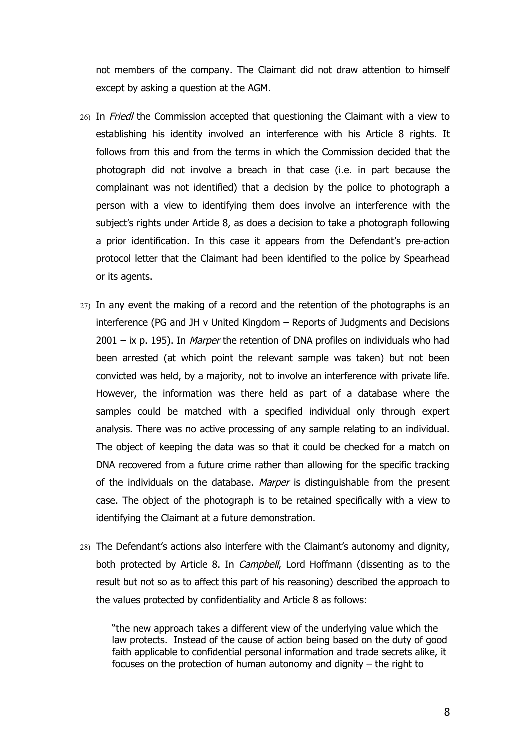not members of the company. The Claimant did not draw attention to himself except by asking a question at the AGM.

26) In *Friedl* the Commission accepted that questioning the Claimant with a view to establishing his identity involved an interference with his Article 8 rights. It follows from this and from the terms in which the Commission decided that the photograph did not involve a breach in that case (i.e. in part because the complainant was not identified) that a decision by the police to photograph a person with a view to identifying them does involve an interference with the subject's rights under Article 8, as does a decision to take a photograph following a prior identification. In this case it appears from the Defendant's pre-action protocol letter that the Claimant had been identified to the police by Spearhead or its agents.

27) In any event the making of a record and the retention of the photographs is an interference (PG and JH v United Kingdom – Reports of Judgments and Decisions 2001 – ix p. 195). In *Marper* the retention of DNA profiles on individuals who had been arrested (at which point the relevant sample was taken) but not been convicted was held, by a majority, not to involve an interference with private life. However, the information was there held as part of a database where the samples could be matched with a specified individual only through expert analysis. There was no active processing of any sample relating to an individual. The object of keeping the data was so that it could be checked for a match on DNA recovered from a future crime rather than allowing for the specific tracking of the individuals on the database. *Marper* is distinguishable from the present case. The object of the photograph is to be retained specifically with a view to identifying the Claimant at a future demonstration.

28) The Defendant's actions also interfere with the Claimant's autonomy and dignity, both protected by Article 8. In *Campbell*, Lord Hoffmann (dissenting as to the result but not so as to affect this part of his reasoning) described the approach to the values protected by confidentiality and Article 8 as follows:

> "the new approach takes a different view of the underlying value which the law protects. Instead of the cause of action being based on the duty of good faith applicable to confidential personal information and trade secrets alike, it focuses on the protection of human autonomy and dignity – the right to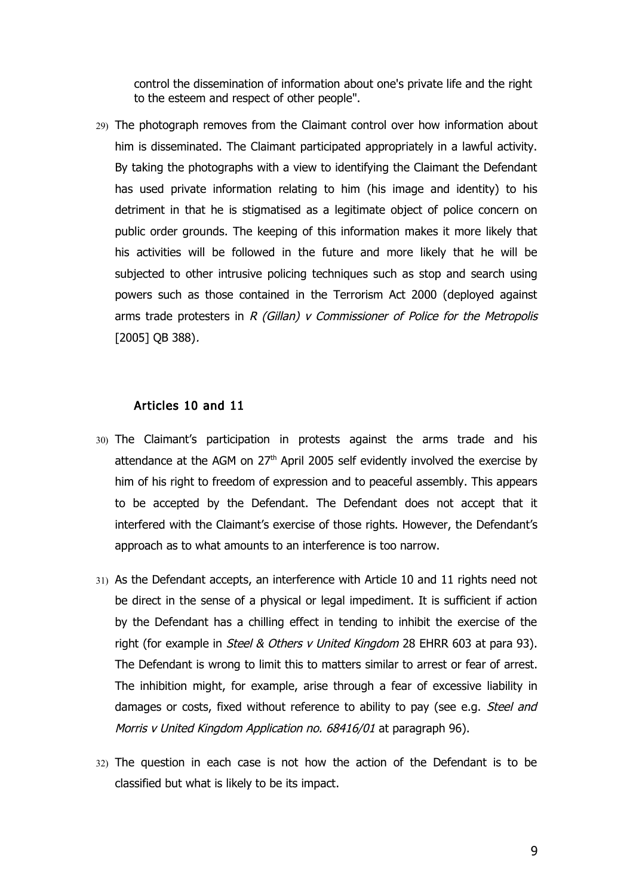control the dissemination of information about one's private life and the right to the esteem and respect of other people".

29) The photograph removes from the Claimant control over how information about him is disseminated. The Claimant participated appropriately in a lawful activity. By taking the photographs with a view to identifying the Claimant the Defendant has used private information relating to him (his image and identity) to his detriment in that he is stigmatised as a legitimate object of police concern on public order grounds. The keeping of this information makes it more likely that his activities will be followed in the future and more likely that he will be subjected to other intrusive policing techniques such as stop and search using powers such as those contained in the Terrorism Act 2000 (deployed against arms trade protesters in *R (Gillan) v Commissioner of Police for the Metropolis* [2005] QB 388).

### Articles 10 and 11

30) The Claimant's participation in protests against the arms trade and his attendance at the AGM on 27th April 2005 self evidently involved the exercise by him of his right to freedom of expression and to peaceful assembly. This appears to be accepted by the Defendant. The Defendant does not accept that it interfered with the Claimant's exercise of those rights. However, the Defendant's approach as to what amounts to an interference is too narrow.

31) As the Defendant accepts, an interference with Article 10 and 11 rights need not be direct in the sense of a physical or legal impediment. It is sufficient if action by the Defendant has a chilling effect in tending to inhibit the exercise of the right (for example in *Steel & Others v United Kingdom* 28 EHRR 603 at para 93). The Defendant is wrong to limit this to matters similar to arrest or fear of arrest. The inhibition might, for example, arise through a fear of excessive liability in damages or costs, fixed without reference to ability to pay (see e.g. *Steel and Morris v United Kingdom Application no. 68416/01* at paragraph 96).

32) The question in each case is not how the action of the Defendant is to be classified but what is likely to be its impact.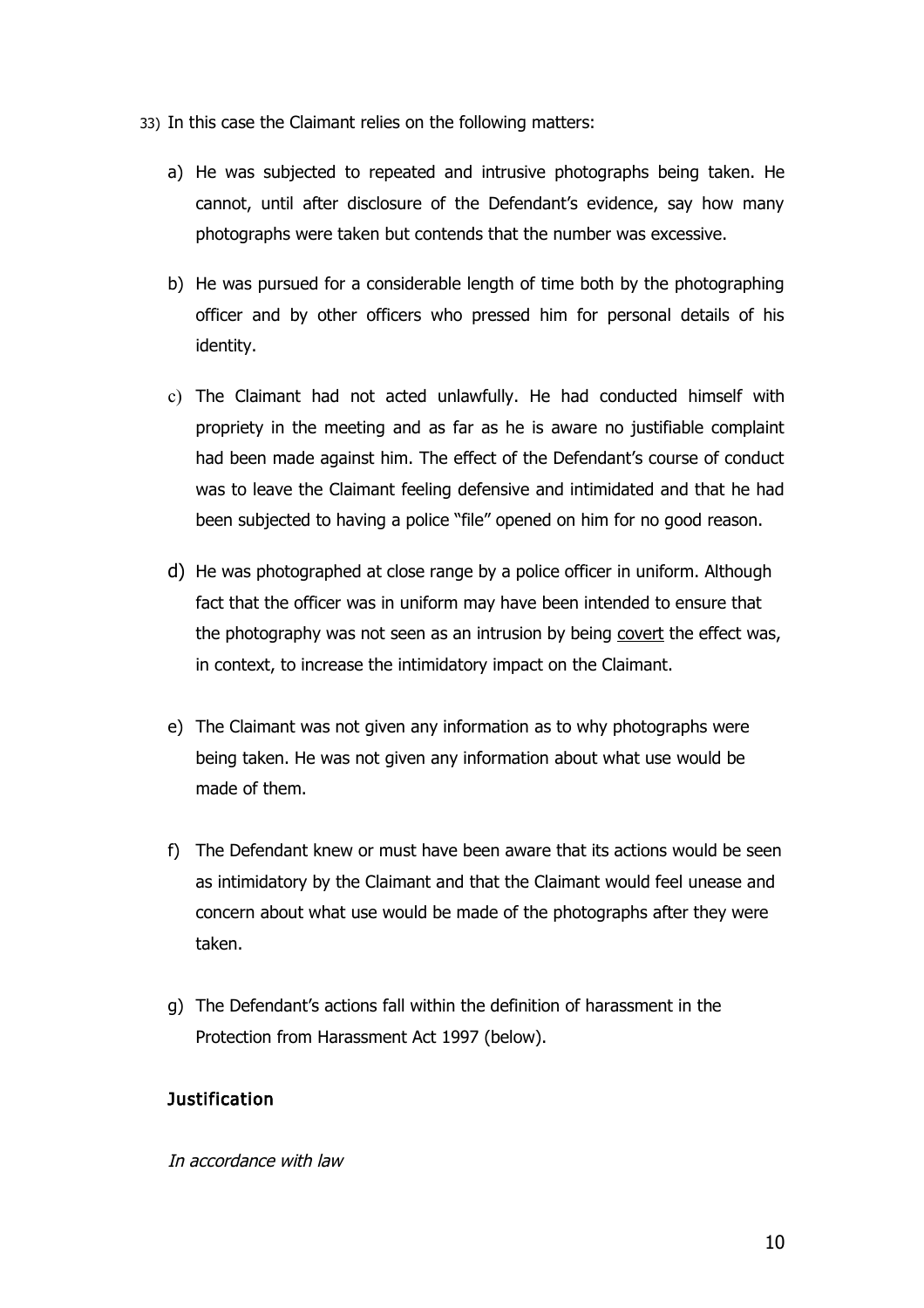33) In this case the Claimant relies on the following matters:

   a) He was subjected to repeated and intrusive photographs being taken. He cannot, until after disclosure of the Defendant's evidence, say how many photographs were taken but contends that the number was excessive.

   b) He was pursued for a considerable length of time both by the photographing officer and by other officers who pressed him for personal details of his identity.

   c) The Claimant had not acted unlawfully. He had conducted himself with propriety in the meeting and as far as he is aware no justifiable complaint had been made against him. The effect of the Defendant's course of conduct was to leave the Claimant feeling defensive and intimidated and that he had been subjected to having a police "file" opened on him for no good reason.

   d) He was photographed at close range by a police officer in uniform. Although fact that the officer was in uniform may have been intended to ensure that the photography was not seen as an intrusion by being <u>covert</u> the effect was, in context, to increase the intimidatory impact on the Claimant.

   e) The Claimant was not given any information as to why photographs were being taken. He was not given any information about what use would be made of them.

   f) The Defendant knew or must have been aware that its actions would be seen as intimidatory by the Claimant and that the Claimant would feel unease and concern about what use would be made of the photographs after they were taken.

   g) The Defendant's actions fall within the definition of harassment in the Protection from Harassment Act 1997 (below).

### Justification

*In accordance with law*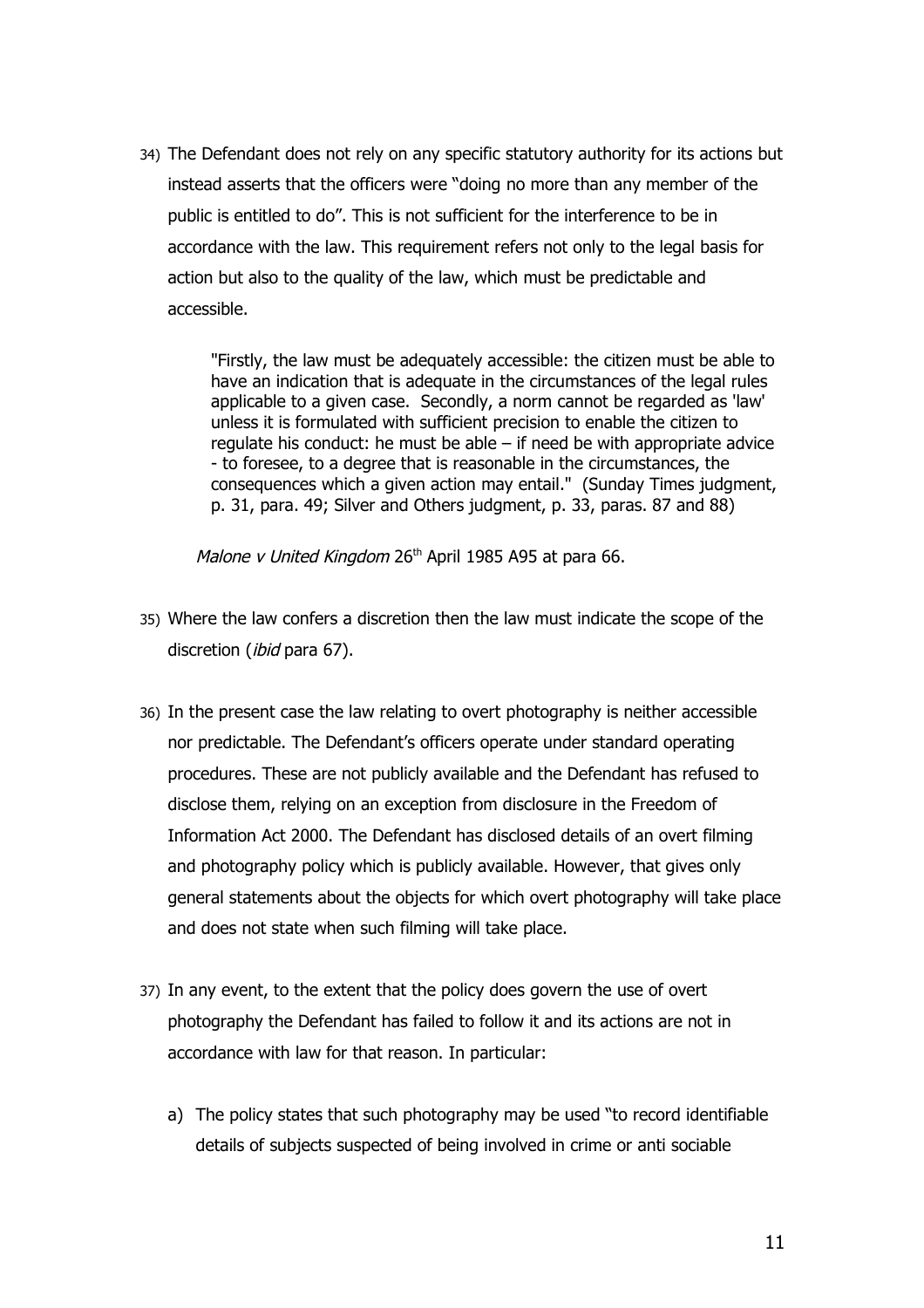34) The Defendant does not rely on any specific statutory authority for its actions but instead asserts that the officers were "doing no more than any member of the public is entitled to do". This is not sufficient for the interference to be in accordance with the law. This requirement refers not only to the legal basis for action but also to the quality of the law, which must be predictable and accessible.

> "Firstly, the law must be adequately accessible: the citizen must be able to have an indication that is adequate in the circumstances of the legal rules applicable to a given case. Secondly, a norm cannot be regarded as 'law' unless it is formulated with sufficient precision to enable the citizen to regulate his conduct: he must be able – if need be with appropriate advice - to foresee, to a degree that is reasonable in the circumstances, the consequences which a given action may entail." (Sunday Times judgment, p. 31, para. 49; Silver and Others judgment, p. 33, paras. 87 and 88)
>
> *Malone v United Kingdom* 26th April 1985 A95 at para 66.

35) Where the law confers a discretion then the law must indicate the scope of the discretion (*ibid* para 67).

36) In the present case the law relating to overt photography is neither accessible nor predictable. The Defendant's officers operate under standard operating procedures. These are not publicly available and the Defendant has refused to disclose them, relying on an exception from disclosure in the Freedom of Information Act 2000. The Defendant has disclosed details of an overt filming and photography policy which is publicly available. However, that gives only general statements about the objects for which overt photography will take place and does not state when such filming will take place.

37) In any event, to the extent that the policy does govern the use of overt photography the Defendant has failed to follow it and its actions are not in accordance with law for that reason. In particular:

    a) The policy states that such photography may be used "to record identifiable details of subjects suspected of being involved in crime or anti sociable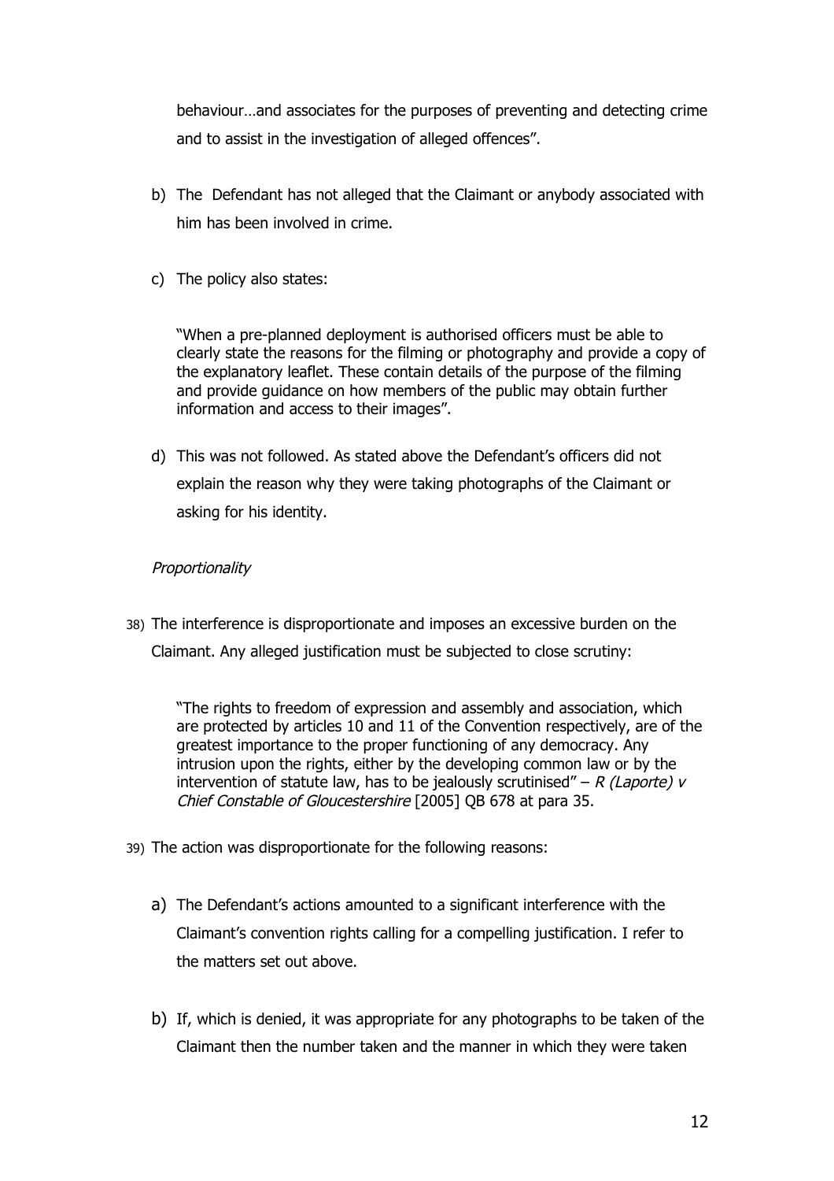behaviour…and associates for the purposes of preventing and detecting crime and to assist in the investigation of alleged offences".

b) The Defendant has not alleged that the Claimant or anybody associated with him has been involved in crime.

c) The policy also states:

> "When a pre-planned deployment is authorised officers must be able to clearly state the reasons for the filming or photography and provide a copy of the explanatory leaflet. These contain details of the purpose of the filming and provide guidance on how members of the public may obtain further information and access to their images".

d) This was not followed. As stated above the Defendant's officers did not explain the reason why they were taking photographs of the Claimant or asking for his identity.

*Proportionality*

38) The interference is disproportionate and imposes an excessive burden on the Claimant. Any alleged justification must be subjected to close scrutiny:

> "The rights to freedom of expression and assembly and association, which are protected by articles 10 and 11 of the Convention respectively, are of the greatest importance to the proper functioning of any democracy. Any intrusion upon the rights, either by the developing common law or by the intervention of statute law, has to be jealously scrutinised" – *R (Laporte) v Chief Constable of Gloucestershire* [2005] QB 678 at para 35.

39) The action was disproportionate for the following reasons:

a) The Defendant's actions amounted to a significant interference with the Claimant's convention rights calling for a compelling justification. I refer to the matters set out above.

b) If, which is denied, it was appropriate for any photographs to be taken of the Claimant then the number taken and the manner in which they were taken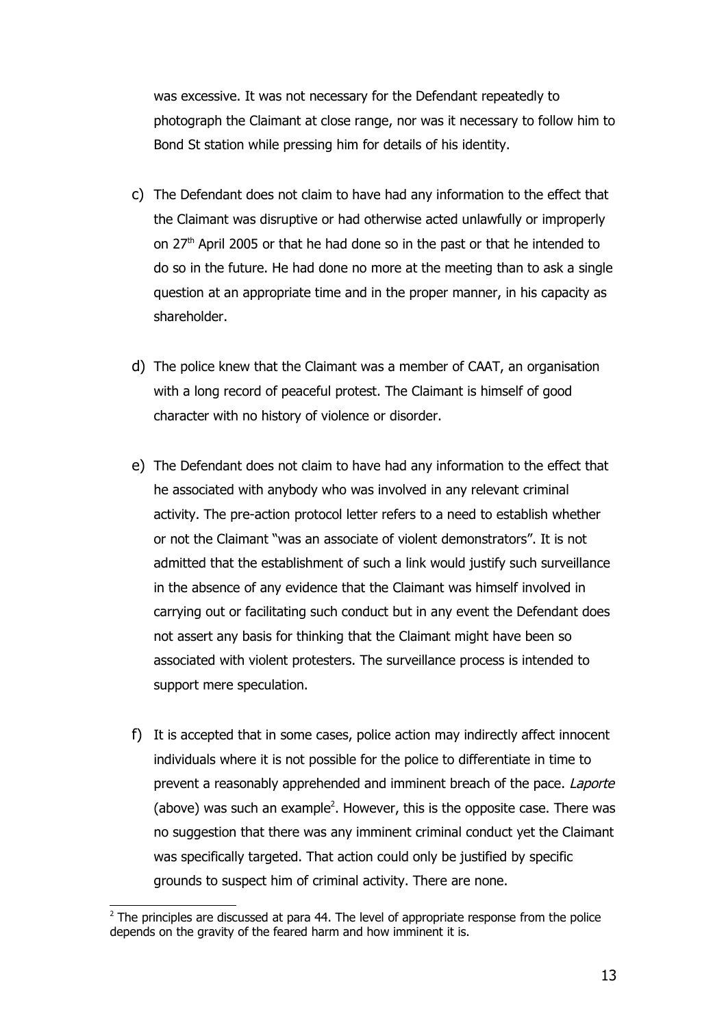was excessive. It was not necessary for the Defendant repeatedly to photograph the Claimant at close range, nor was it necessary to follow him to Bond St station while pressing him for details of his identity.

c) The Defendant does not claim to have had any information to the effect that the Claimant was disruptive or had otherwise acted unlawfully or improperly on 27th April 2005 or that he had done so in the past or that he intended to do so in the future. He had done no more at the meeting than to ask a single question at an appropriate time and in the proper manner, in his capacity as shareholder.

d) The police knew that the Claimant was a member of CAAT, an organisation with a long record of peaceful protest. The Claimant is himself of good character with no history of violence or disorder.

e) The Defendant does not claim to have had any information to the effect that he associated with anybody who was involved in any relevant criminal activity. The pre-action protocol letter refers to a need to establish whether or not the Claimant "was an associate of violent demonstrators". It is not admitted that the establishment of such a link would justify such surveillance in the absence of any evidence that the Claimant was himself involved in carrying out or facilitating such conduct but in any event the Defendant does not assert any basis for thinking that the Claimant might have been so associated with violent protesters. The surveillance process is intended to support mere speculation.

f) It is accepted that in some cases, police action may indirectly affect innocent individuals where it is not possible for the police to differentiate in time to prevent a reasonably apprehended and imminent breach of the pace. *Laporte* (above) was such an example[2]. However, this is the opposite case. There was no suggestion that there was any imminent criminal conduct yet the Claimant was specifically targeted. That action could only be justified by specific grounds to suspect him of criminal activity. There are none.

---

[2] The principles are discussed at para 44. The level of appropriate response from the police depends on the gravity of the feared harm and how imminent it is.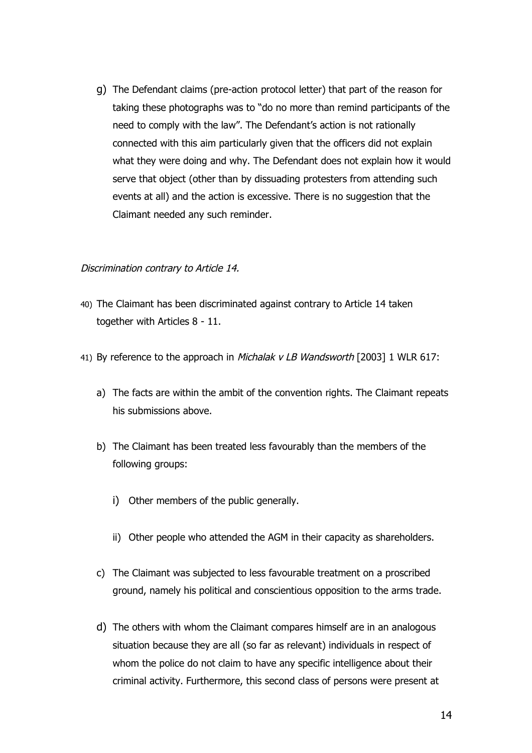g) The Defendant claims (pre-action protocol letter) that part of the reason for taking these photographs was to "do no more than remind participants of the need to comply with the law". The Defendant's action is not rationally connected with this aim particularly given that the officers did not explain what they were doing and why. The Defendant does not explain how it would serve that object (other than by dissuading protesters from attending such events at all) and the action is excessive. There is no suggestion that the Claimant needed any such reminder.

*Discrimination contrary to Article 14.*

40) The Claimant has been discriminated against contrary to Article 14 taken together with Articles 8 - 11.

41) By reference to the approach in *Michalak v LB Wandsworth* [2003] 1 WLR 617:

   a) The facts are within the ambit of the convention rights. The Claimant repeats his submissions above.

   b) The Claimant has been treated less favourably than the members of the following groups:

      i) Other members of the public generally.

      ii) Other people who attended the AGM in their capacity as shareholders.

   c) The Claimant was subjected to less favourable treatment on a proscribed ground, namely his political and conscientious opposition to the arms trade.

   d) The others with whom the Claimant compares himself are in an analogous situation because they are all (so far as relevant) individuals in respect of whom the police do not claim to have any specific intelligence about their criminal activity. Furthermore, this second class of persons were present at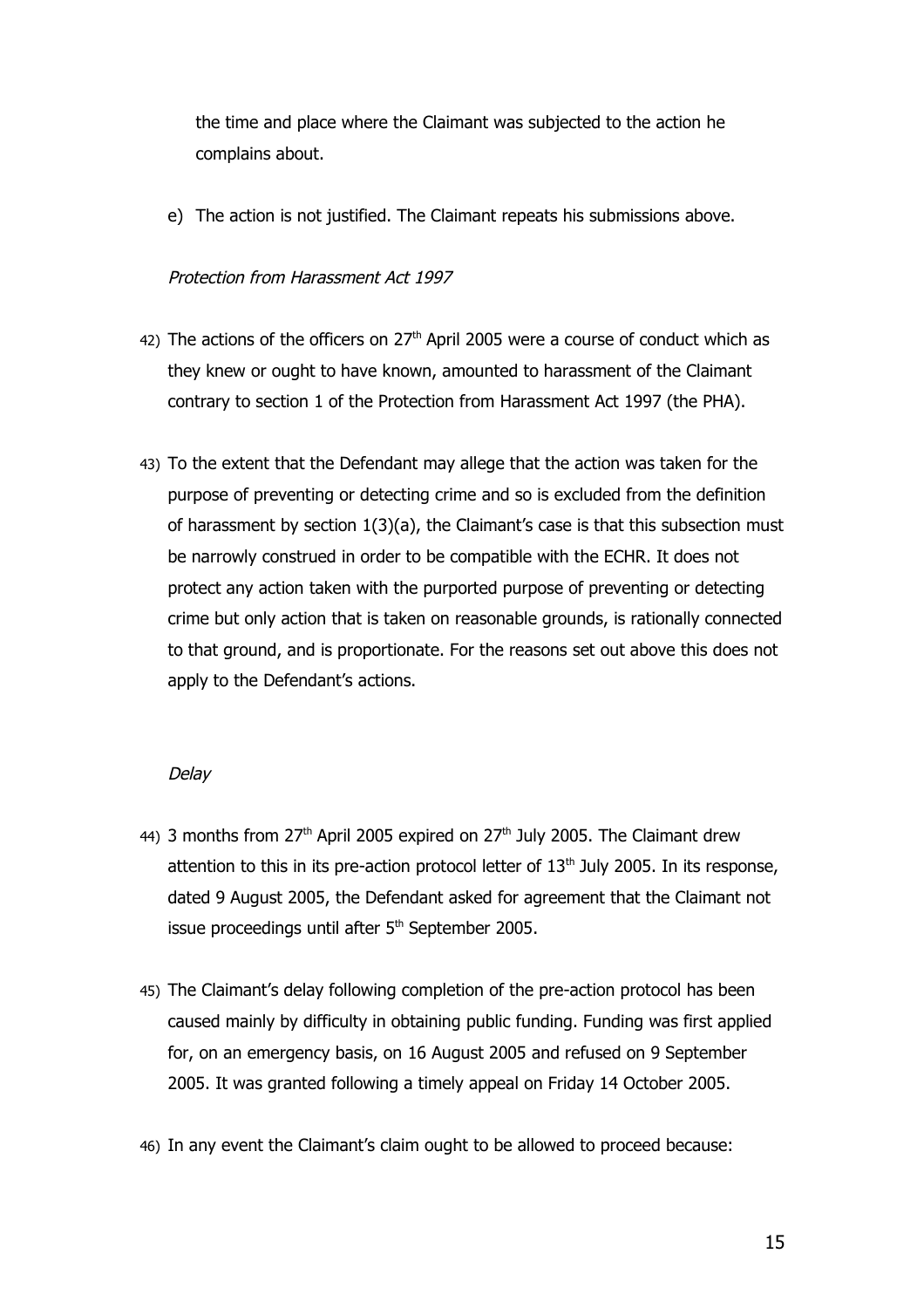the time and place where the Claimant was subjected to the action he complains about.

e) The action is not justified. The Claimant repeats his submissions above.

*Protection from Harassment Act 1997*

42) The actions of the officers on 27th April 2005 were a course of conduct which as they knew or ought to have known, amounted to harassment of the Claimant contrary to section 1 of the Protection from Harassment Act 1997 (the PHA).

43) To the extent that the Defendant may allege that the action was taken for the purpose of preventing or detecting crime and so is excluded from the definition of harassment by section 1(3)(a), the Claimant's case is that this subsection must be narrowly construed in order to be compatible with the ECHR. It does not protect any action taken with the purported purpose of preventing or detecting crime but only action that is taken on reasonable grounds, is rationally connected to that ground, and is proportionate. For the reasons set out above this does not apply to the Defendant's actions.

*Delay*

44) 3 months from 27th April 2005 expired on 27th July 2005. The Claimant drew attention to this in its pre-action protocol letter of 13th July 2005. In its response, dated 9 August 2005, the Defendant asked for agreement that the Claimant not issue proceedings until after 5th September 2005.

45) The Claimant's delay following completion of the pre-action protocol has been caused mainly by difficulty in obtaining public funding. Funding was first applied for, on an emergency basis, on 16 August 2005 and refused on 9 September 2005. It was granted following a timely appeal on Friday 14 October 2005.

46) In any event the Claimant's claim ought to be allowed to proceed because: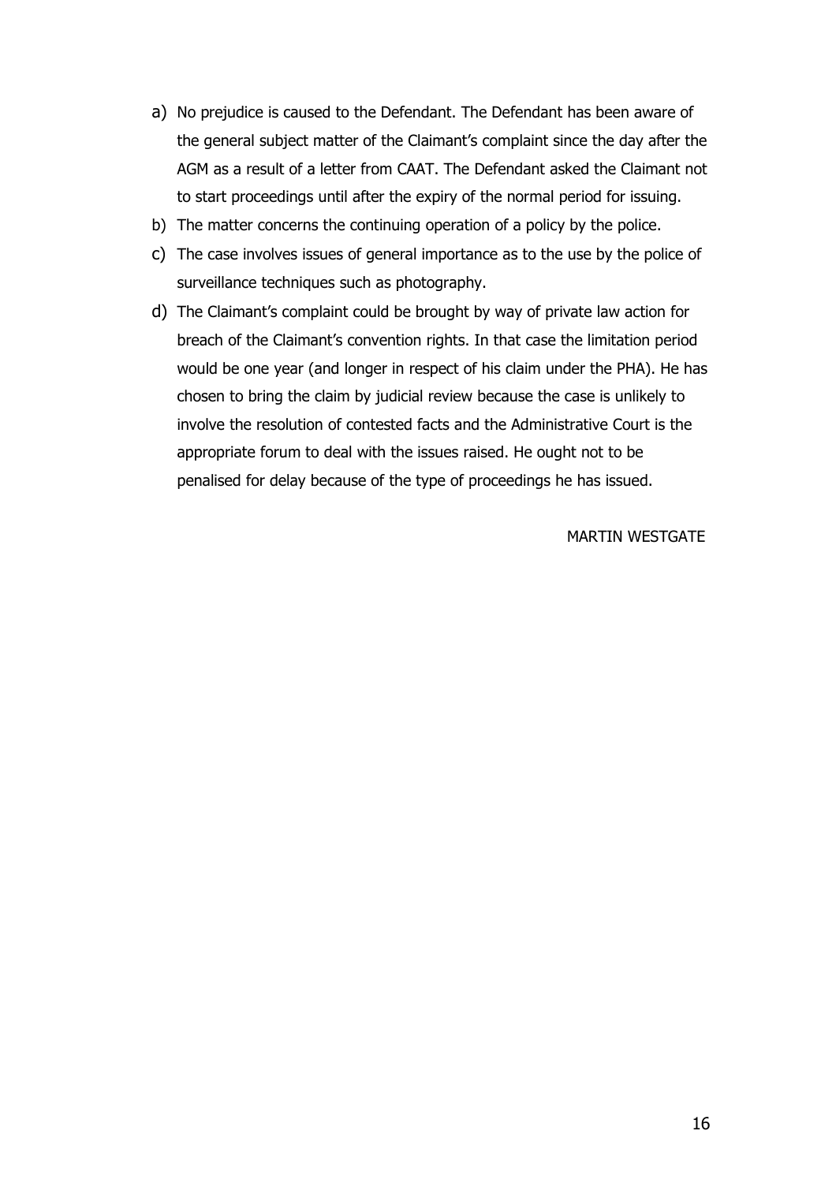a) No prejudice is caused to the Defendant. The Defendant has been aware of the general subject matter of the Claimant's complaint since the day after the AGM as a result of a letter from CAAT. The Defendant asked the Claimant not to start proceedings until after the expiry of the normal period for issuing.
b) The matter concerns the continuing operation of a policy by the police.
c) The case involves issues of general importance as to the use by the police of surveillance techniques such as photography.
d) The Claimant's complaint could be brought by way of private law action for breach of the Claimant's convention rights. In that case the limitation period would be one year (and longer in respect of his claim under the PHA). He has chosen to bring the claim by judicial review because the case is unlikely to involve the resolution of contested facts and the Administrative Court is the appropriate forum to deal with the issues raised. He ought not to be penalised for delay because of the type of proceedings he has issued.

MARTIN WESTGATE